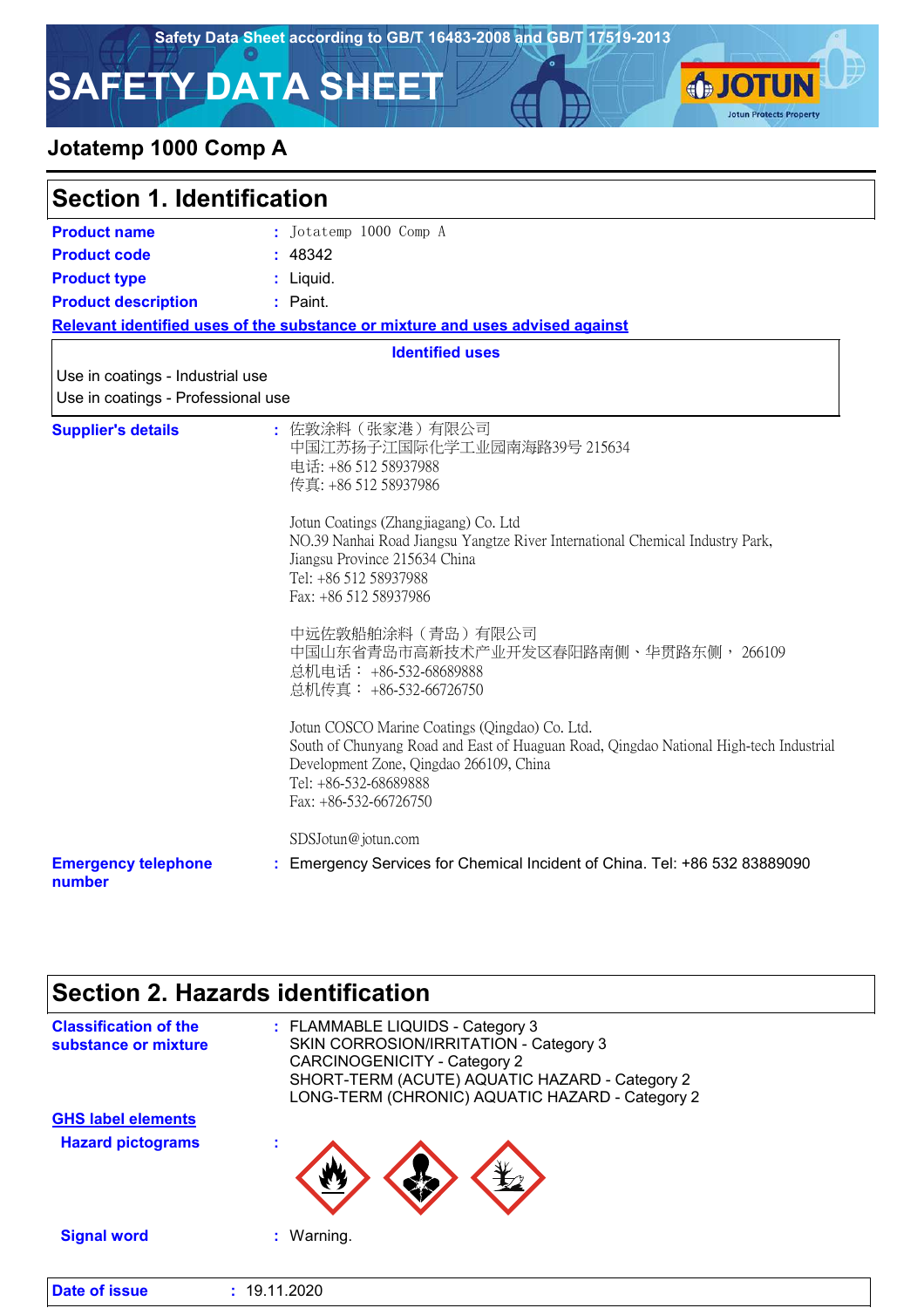Safety Data Sheet according to GB/T 16483-2008 and GB/T 17519-2013

# SAFETY DATA SHEET

## Jotatemp 1000 Comp A

## Section 1. Identification

**Product name** : Jotatemp 1000 Comp A

**Product code** : 48342

**Product type** : Liquid.

**Product description** : Paint.

**Relevant identified uses of the substance or mixture and uses advised against**

| Identified uses |
|---|
| Use in coatings - Industrial use |
| Use in coatings - Professional use |

**Supplier's details** :

佐敦涂料（张家港）有限公司
中国江苏扬子江国际化学工业园南海路39号 215634
电话: +86 512 58937988
传真: +86 512 58937986

Jotun Coatings (Zhangjiagang) Co. Ltd
NO.39 Nanhai Road Jiangsu Yangtze River International Chemical Industry Park,
Jiangsu Province 215634 China
Tel: +86 512 58937988
Fax: +86 512 58937986

中远佐敦船舶涂料（青岛）有限公司
中国山东省青岛市高新技术产业开发区春阳路南侧、华贯路东侧， 266109
总机电话： +86-532-68689888
总机传真： +86-532-66726750

Jotun COSCO Marine Coatings (Qingdao) Co. Ltd.
South of Chunyang Road and East of Huaguan Road, Qingdao National High-tech Industrial Development Zone, Qingdao 266109, China
Tel: +86-532-68689888
Fax: +86-532-66726750

SDSJotun@jotun.com

**Emergency telephone number** : Emergency Services for Chemical Incident of China. Tel: +86 532 83889090

## Section 2. Hazards identification

**Classification of the substance or mixture** :

FLAMMABLE LIQUIDS - Category 3
SKIN CORROSION/IRRITATION - Category 3
CARCINOGENICITY - Category 2
SHORT-TERM (ACUTE) AQUATIC HAZARD - Category 2
LONG-TERM (CHRONIC) AQUATIC HAZARD - Category 2

**GHS label elements**

**Hazard pictograms** :

**Signal word** : Warning.

**Date of issue** : 19.11.2020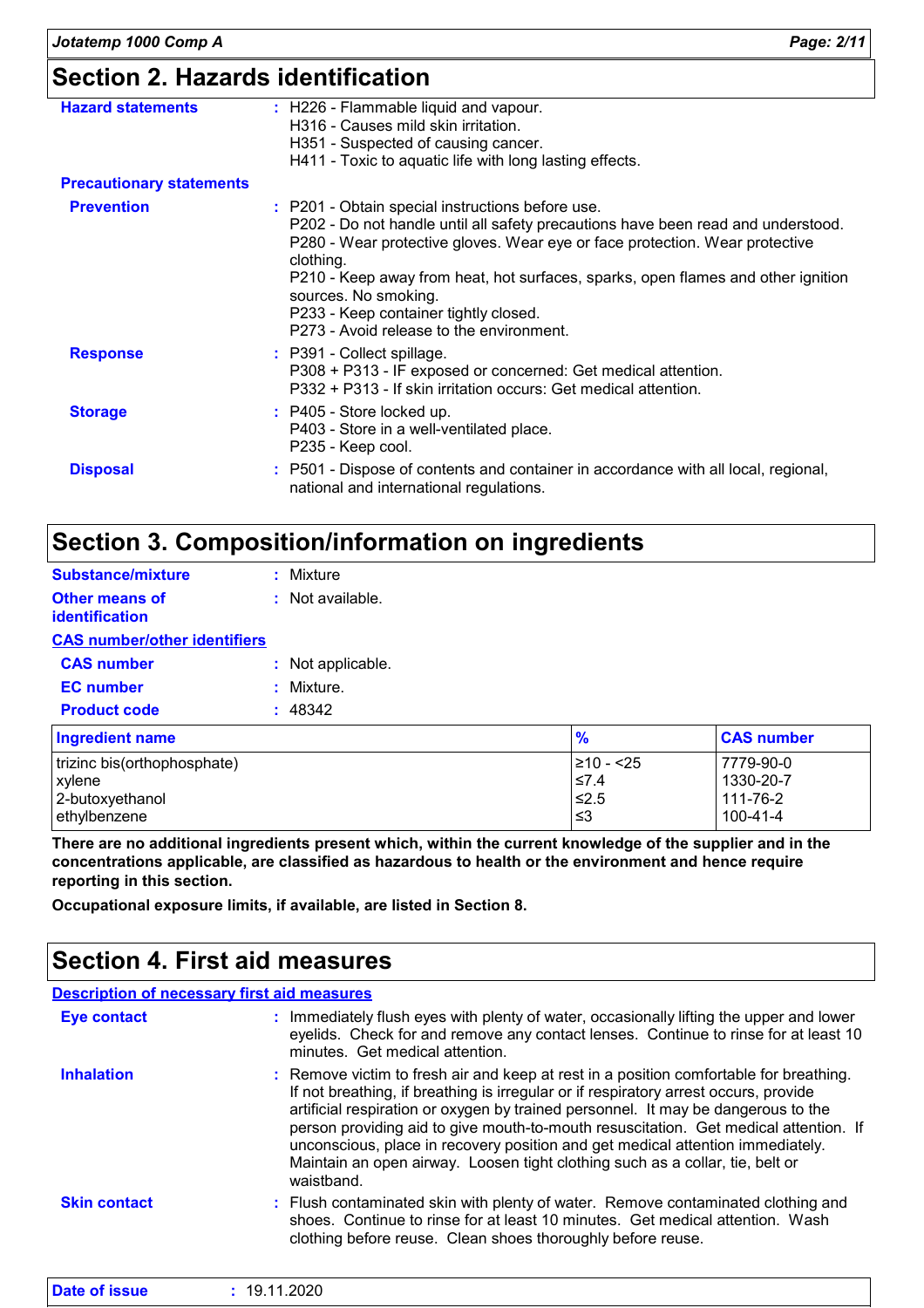## Section 2. Hazards identification

**Hazard statements** : H226 - Flammable liquid and vapour.
H316 - Causes mild skin irritation.
H351 - Suspected of causing cancer.
H411 - Toxic to aquatic life with long lasting effects.

**Precautionary statements**

**Prevention** : P201 - Obtain special instructions before use.
P202 - Do not handle until all safety precautions have been read and understood.
P280 - Wear protective gloves. Wear eye or face protection. Wear protective clothing.
P210 - Keep away from heat, hot surfaces, sparks, open flames and other ignition sources. No smoking.
P233 - Keep container tightly closed.
P273 - Avoid release to the environment.

**Response** : P391 - Collect spillage.
P308 + P313 - IF exposed or concerned: Get medical attention.
P332 + P313 - If skin irritation occurs: Get medical attention.

**Storage** : P405 - Store locked up.
P403 - Store in a well-ventilated place.
P235 - Keep cool.

**Disposal** : P501 - Dispose of contents and container in accordance with all local, regional, national and international regulations.

## Section 3. Composition/information on ingredients

**Substance/mixture** : Mixture

**Other means of identification** : Not available.

**CAS number/other identifiers**

**CAS number** : Not applicable.

**EC number** : Mixture.

**Product code** : 48342

| Ingredient name | % | CAS number |
|---|---|---|
| trizinc bis(orthophosphate) | ≥10 - <25 | 7779-90-0 |
| xylene | ≤7.4 | 1330-20-7 |
| 2-butoxyethanol | ≤2.5 | 111-76-2 |
| ethylbenzene | ≤3 | 100-41-4 |

**There are no additional ingredients present which, within the current knowledge of the supplier and in the concentrations applicable, are classified as hazardous to health or the environment and hence require reporting in this section.**

**Occupational exposure limits, if available, are listed in Section 8.**

## Section 4. First aid measures

**Description of necessary first aid measures**

**Eye contact** : Immediately flush eyes with plenty of water, occasionally lifting the upper and lower eyelids. Check for and remove any contact lenses. Continue to rinse for at least 10 minutes. Get medical attention.

**Inhalation** : Remove victim to fresh air and keep at rest in a position comfortable for breathing. If not breathing, if breathing is irregular or if respiratory arrest occurs, provide artificial respiration or oxygen by trained personnel. It may be dangerous to the person providing aid to give mouth-to-mouth resuscitation. Get medical attention. If unconscious, place in recovery position and get medical attention immediately. Maintain an open airway. Loosen tight clothing such as a collar, tie, belt or waistband.

**Skin contact** : Flush contaminated skin with plenty of water. Remove contaminated clothing and shoes. Continue to rinse for at least 10 minutes. Get medical attention. Wash clothing before reuse. Clean shoes thoroughly before reuse.

**Date of issue** : 19.11.2020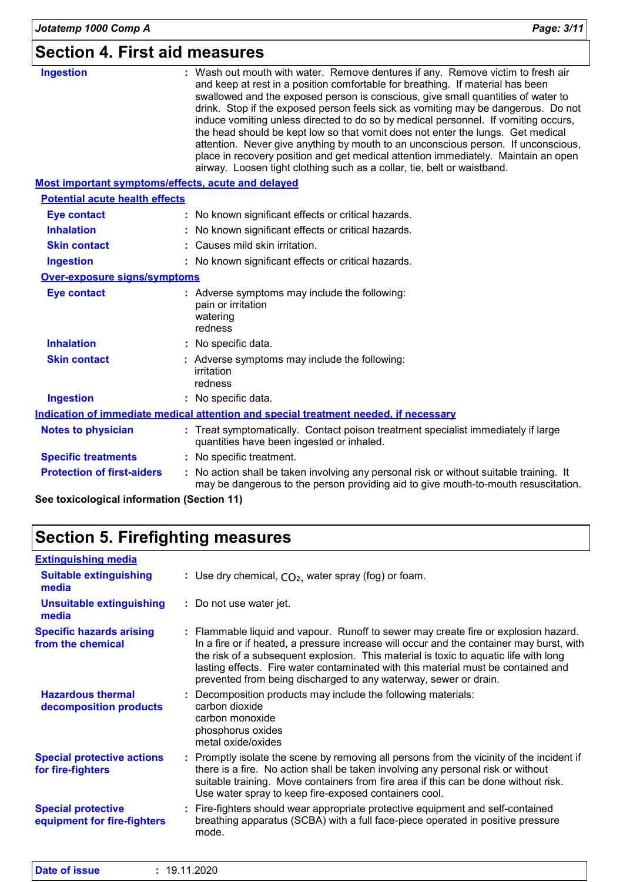## Section 4. First aid measures

**Ingestion** : Wash out mouth with water. Remove dentures if any. Remove victim to fresh air and keep at rest in a position comfortable for breathing. If material has been swallowed and the exposed person is conscious, give small quantities of water to drink. Stop if the exposed person feels sick as vomiting may be dangerous. Do not induce vomiting unless directed to do so by medical personnel. If vomiting occurs, the head should be kept low so that vomit does not enter the lungs. Get medical attention. Never give anything by mouth to an unconscious person. If unconscious, place in recovery position and get medical attention immediately. Maintain an open airway. Loosen tight clothing such as a collar, tie, belt or waistband.

### Most important symptoms/effects, acute and delayed

#### Potential acute health effects

**Eye contact** : No known significant effects or critical hazards.

**Inhalation** : No known significant effects or critical hazards.

**Skin contact** : Causes mild skin irritation.

**Ingestion** : No known significant effects or critical hazards.

#### Over-exposure signs/symptoms

**Eye contact** : Adverse symptoms may include the following:
pain or irritation
watering
redness

**Inhalation** : No specific data.

**Skin contact** : Adverse symptoms may include the following:
irritation
redness

**Ingestion** : No specific data.

### Indication of immediate medical attention and special treatment needed, if necessary

**Notes to physician** : Treat symptomatically. Contact poison treatment specialist immediately if large quantities have been ingested or inhaled.

**Specific treatments** : No specific treatment.

**Protection of first-aiders** : No action shall be taken involving any personal risk or without suitable training. It may be dangerous to the person providing aid to give mouth-to-mouth resuscitation.

**See toxicological information (Section 11)**

## Section 5. Firefighting measures

### Extinguishing media

**Suitable extinguishing media** : Use dry chemical, $CO_2$, water spray (fog) or foam.

**Unsuitable extinguishing media** : Do not use water jet.

**Specific hazards arising from the chemical** : Flammable liquid and vapour. Runoff to sewer may create fire or explosion hazard. In a fire or if heated, a pressure increase will occur and the container may burst, with the risk of a subsequent explosion. This material is toxic to aquatic life with long lasting effects. Fire water contaminated with this material must be contained and prevented from being discharged to any waterway, sewer or drain.

**Hazardous thermal decomposition products** : Decomposition products may include the following materials:
carbon dioxide
carbon monoxide
phosphorus oxides
metal oxide/oxides

**Special protective actions for fire-fighters** : Promptly isolate the scene by removing all persons from the vicinity of the incident if there is a fire. No action shall be taken involving any personal risk or without suitable training. Move containers from fire area if this can be done without risk. Use water spray to keep fire-exposed containers cool.

**Special protective equipment for fire-fighters** : Fire-fighters should wear appropriate protective equipment and self-contained breathing apparatus (SCBA) with a full face-piece operated in positive pressure mode.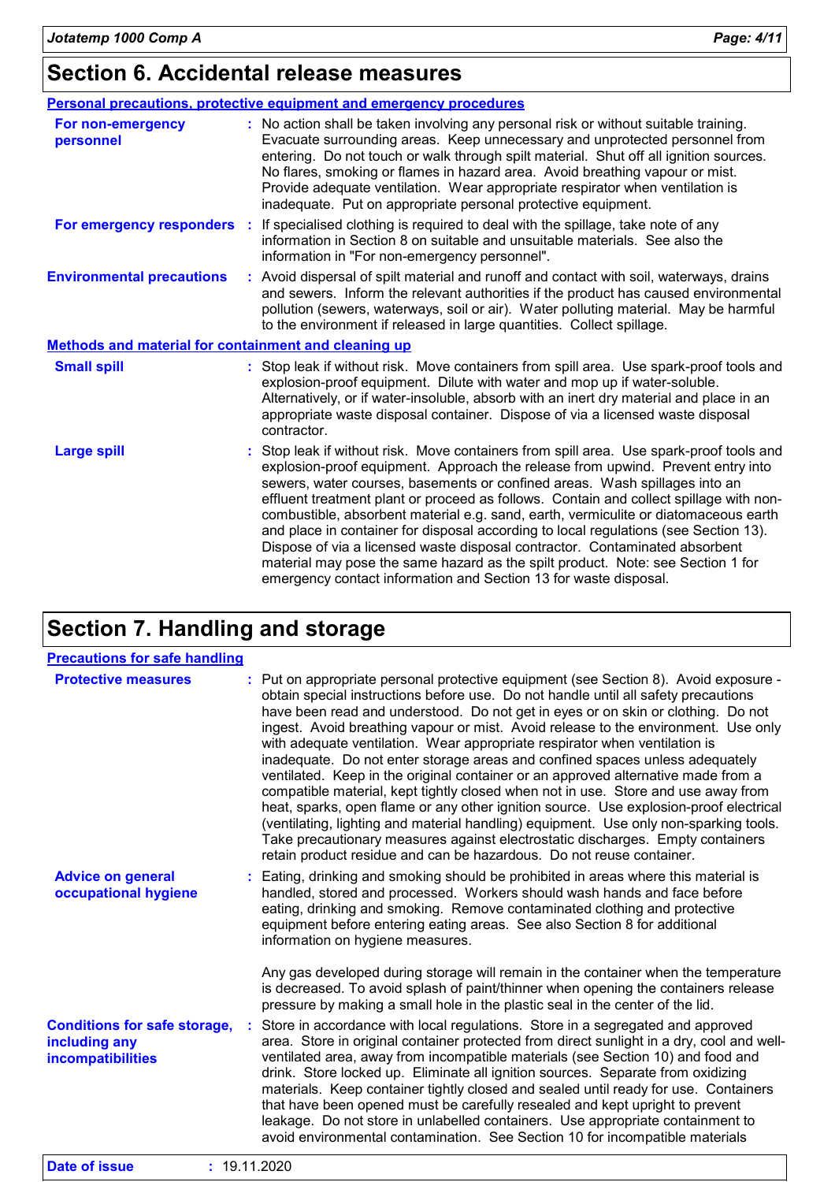# Section 6. Accidental release measures

## Personal precautions, protective equipment and emergency procedures

**For non-emergency personnel** : No action shall be taken involving any personal risk or without suitable training. Evacuate surrounding areas. Keep unnecessary and unprotected personnel from entering. Do not touch or walk through spilt material. Shut off all ignition sources. No flares, smoking or flames in hazard area. Avoid breathing vapour or mist. Provide adequate ventilation. Wear appropriate respirator when ventilation is inadequate. Put on appropriate personal protective equipment.

**For emergency responders** : If specialised clothing is required to deal with the spillage, take note of any information in Section 8 on suitable and unsuitable materials. See also the information in "For non-emergency personnel".

**Environmental precautions** : Avoid dispersal of spilt material and runoff and contact with soil, waterways, drains and sewers. Inform the relevant authorities if the product has caused environmental pollution (sewers, waterways, soil or air). Water polluting material. May be harmful to the environment if released in large quantities. Collect spillage.

## Methods and material for containment and cleaning up

**Small spill** : Stop leak if without risk. Move containers from spill area. Use spark-proof tools and explosion-proof equipment. Dilute with water and mop up if water-soluble. Alternatively, or if water-insoluble, absorb with an inert dry material and place in an appropriate waste disposal container. Dispose of via a licensed waste disposal contractor.

**Large spill** : Stop leak if without risk. Move containers from spill area. Use spark-proof tools and explosion-proof equipment. Approach the release from upwind. Prevent entry into sewers, water courses, basements or confined areas. Wash spillages into an effluent treatment plant or proceed as follows. Contain and collect spillage with non-combustible, absorbent material e.g. sand, earth, vermiculite or diatomaceous earth and place in container for disposal according to local regulations (see Section 13). Dispose of via a licensed waste disposal contractor. Contaminated absorbent material may pose the same hazard as the spilt product. Note: see Section 1 for emergency contact information and Section 13 for waste disposal.

# Section 7. Handling and storage

## Precautions for safe handling

**Protective measures** : Put on appropriate personal protective equipment (see Section 8). Avoid exposure - obtain special instructions before use. Do not handle until all safety precautions have been read and understood. Do not get in eyes or on skin or clothing. Do not ingest. Avoid breathing vapour or mist. Avoid release to the environment. Use only with adequate ventilation. Wear appropriate respirator when ventilation is inadequate. Do not enter storage areas and confined spaces unless adequately ventilated. Keep in the original container or an approved alternative made from a compatible material, kept tightly closed when not in use. Store and use away from heat, sparks, open flame or any other ignition source. Use explosion-proof electrical (ventilating, lighting and material handling) equipment. Use only non-sparking tools. Take precautionary measures against electrostatic discharges. Empty containers retain product residue and can be hazardous. Do not reuse container.

**Advice on general occupational hygiene** : Eating, drinking and smoking should be prohibited in areas where this material is handled, stored and processed. Workers should wash hands and face before eating, drinking and smoking. Remove contaminated clothing and protective equipment before entering eating areas. See also Section 8 for additional information on hygiene measures.

Any gas developed during storage will remain in the container when the temperature is decreased. To avoid splash of paint/thinner when opening the containers release pressure by making a small hole in the plastic seal in the center of the lid.

**Conditions for safe storage, including any incompatibilities** : Store in accordance with local regulations. Store in a segregated and approved area. Store in original container protected from direct sunlight in a dry, cool and well-ventilated area, away from incompatible materials (see Section 10) and food and drink. Store locked up. Eliminate all ignition sources. Separate from oxidizing materials. Keep container tightly closed and sealed until ready for use. Containers that have been opened must be carefully resealed and kept upright to prevent leakage. Do not store in unlabelled containers. Use appropriate containment to avoid environmental contamination. See Section 10 for incompatible materials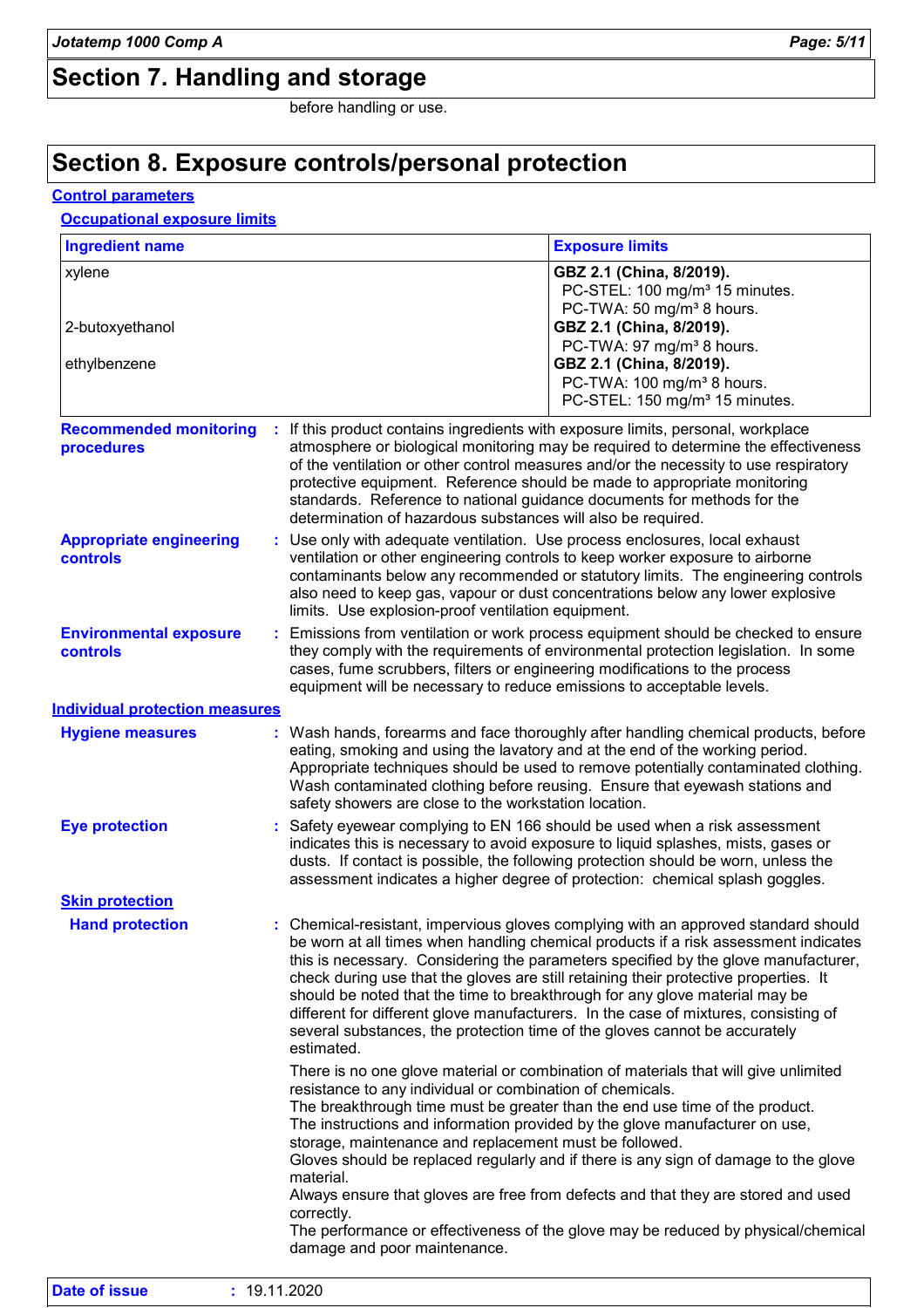## Section 7. Handling and storage

before handling or use.

## Section 8. Exposure controls/personal protection

### Control parameters

#### Occupational exposure limits

| Ingredient name | Exposure limits |
|---|---|
| xylene | **GBZ 2.1 (China, 8/2019).**<br>PC-STEL: 100 mg/m³ 15 minutes.<br>PC-TWA: 50 mg/m³ 8 hours. |
| 2-butoxyethanol | **GBZ 2.1 (China, 8/2019).**<br>PC-TWA: 97 mg/m³ 8 hours. |
| ethylbenzene | **GBZ 2.1 (China, 8/2019).**<br>PC-TWA: 100 mg/m³ 8 hours.<br>PC-STEL: 150 mg/m³ 15 minutes. |

**Recommended monitoring procedures** : If this product contains ingredients with exposure limits, personal, workplace atmosphere or biological monitoring may be required to determine the effectiveness of the ventilation or other control measures and/or the necessity to use respiratory protective equipment. Reference should be made to appropriate monitoring standards. Reference to national guidance documents for methods for the determination of hazardous substances will also be required.

**Appropriate engineering controls** : Use only with adequate ventilation. Use process enclosures, local exhaust ventilation or other engineering controls to keep worker exposure to airborne contaminants below any recommended or statutory limits. The engineering controls also need to keep gas, vapour or dust concentrations below any lower explosive limits. Use explosion-proof ventilation equipment.

**Environmental exposure controls** : Emissions from ventilation or work process equipment should be checked to ensure they comply with the requirements of environmental protection legislation. In some cases, fume scrubbers, filters or engineering modifications to the process equipment will be necessary to reduce emissions to acceptable levels.

### Individual protection measures

**Hygiene measures** : Wash hands, forearms and face thoroughly after handling chemical products, before eating, smoking and using the lavatory and at the end of the working period. Appropriate techniques should be used to remove potentially contaminated clothing. Wash contaminated clothing before reusing. Ensure that eyewash stations and safety showers are close to the workstation location.

**Eye protection** : Safety eyewear complying to EN 166 should be used when a risk assessment indicates this is necessary to avoid exposure to liquid splashes, mists, gases or dusts. If contact is possible, the following protection should be worn, unless the assessment indicates a higher degree of protection: chemical splash goggles.

#### Skin protection

**Hand protection** : Chemical-resistant, impervious gloves complying with an approved standard should be worn at all times when handling chemical products if a risk assessment indicates this is necessary. Considering the parameters specified by the glove manufacturer, check during use that the gloves are still retaining their protective properties. It should be noted that the time to breakthrough for any glove material may be different for different glove manufacturers. In the case of mixtures, consisting of several substances, the protection time of the gloves cannot be accurately estimated.

There is no one glove material or combination of materials that will give unlimited resistance to any individual or combination of chemicals.
The breakthrough time must be greater than the end use time of the product.
The instructions and information provided by the glove manufacturer on use, storage, maintenance and replacement must be followed.
Gloves should be replaced regularly and if there is any sign of damage to the glove material.
Always ensure that gloves are free from defects and that they are stored and used correctly.
The performance or effectiveness of the glove may be reduced by physical/chemical damage and poor maintenance.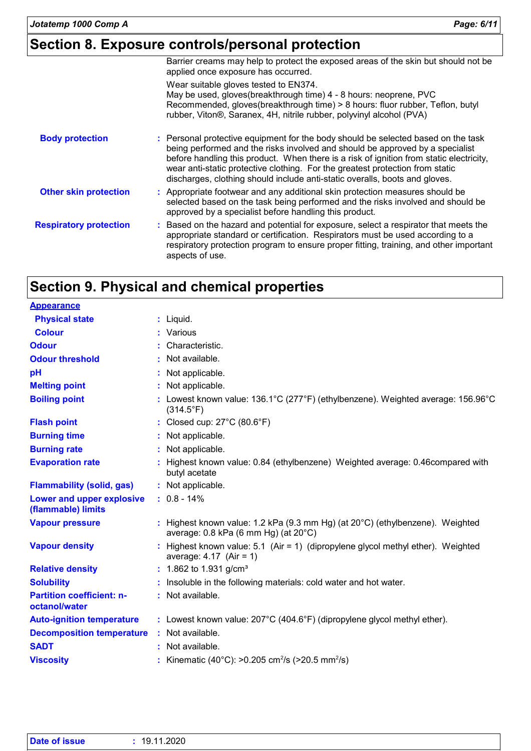## Section 8. Exposure controls/personal protection

Barrier creams may help to protect the exposed areas of the skin but should not be applied once exposure has occurred.

Wear suitable gloves tested to EN374.
May be used, gloves(breakthrough time) 4 - 8 hours: neoprene, PVC
Recommended, gloves(breakthrough time) > 8 hours: fluor rubber, Teflon, butyl rubber, Viton®, Saranex, 4H, nitrile rubber, polyvinyl alcohol (PVA)

**Body protection** : Personal protective equipment for the body should be selected based on the task being performed and the risks involved and should be approved by a specialist before handling this product. When there is a risk of ignition from static electricity, wear anti-static protective clothing. For the greatest protection from static discharges, clothing should include anti-static overalls, boots and gloves.

**Other skin protection** : Appropriate footwear and any additional skin protection measures should be selected based on the task being performed and the risks involved and should be approved by a specialist before handling this product.

**Respiratory protection** : Based on the hazard and potential for exposure, select a respirator that meets the appropriate standard or certification. Respirators must be used according to a respiratory protection program to ensure proper fitting, training, and other important aspects of use.

## Section 9. Physical and chemical properties

**Appearance**

| Property | Value |
|---|---|
| Physical state | Liquid. |
| Colour | Various |
| Odour | Characteristic. |
| Odour threshold | Not available. |
| pH | Not applicable. |
| Melting point | Not applicable. |
| Boiling point | Lowest known value: 136.1°C (277°F) (ethylbenzene). Weighted average: 156.96°C (314.5°F) |
| Flash point | Closed cup: 27°C (80.6°F) |
| Burning time | Not applicable. |
| Burning rate | Not applicable. |
| Evaporation rate | Highest known value: 0.84 (ethylbenzene) Weighted average: 0.46compared with butyl acetate |
| Flammability (solid, gas) | Not applicable. |
| Lower and upper explosive (flammable) limits | 0.8 - 14% |
| Vapour pressure | Highest known value: 1.2 kPa (9.3 mm Hg) (at 20°C) (ethylbenzene). Weighted average: 0.8 kPa (6 mm Hg) (at 20°C) |
| Vapour density | Highest known value: 5.1 (Air = 1) (dipropylene glycol methyl ether). Weighted average: 4.17 (Air = 1) |
| Relative density | 1.862 to 1.931 g/cm³ |
| Solubility | Insoluble in the following materials: cold water and hot water. |
| Partition coefficient: n-octanol/water | Not available. |
| Auto-ignition temperature | Lowest known value: 207°C (404.6°F) (dipropylene glycol methyl ether). |
| Decomposition temperature | Not available. |
| SADT | Not available. |
| Viscosity | Kinematic (40°C): >0.205 $cm^2/s$ (>20.5 $mm^2/s$) |

**Date of issue** : 19.11.2020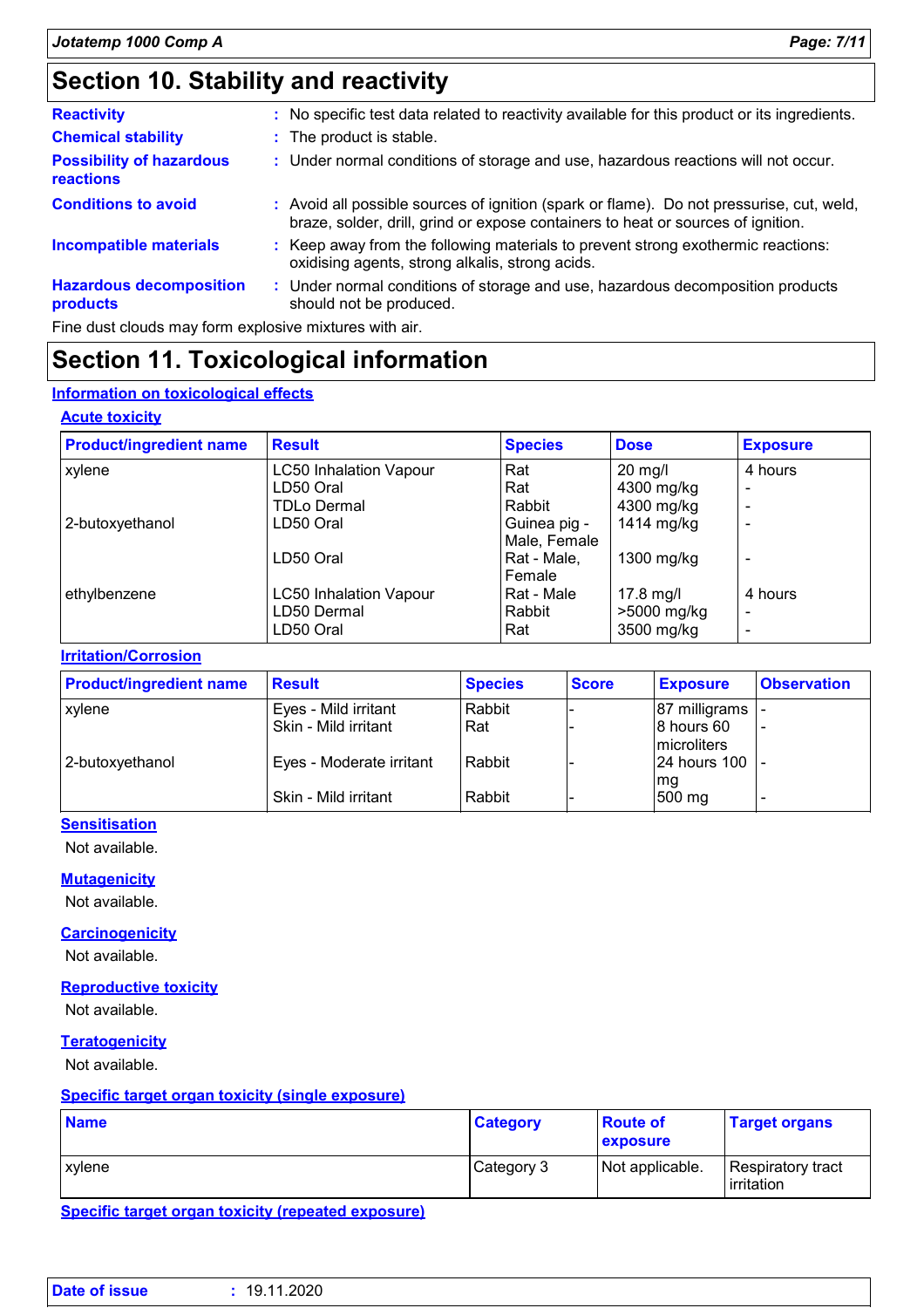## Section 10. Stability and reactivity

**Reactivity** : No specific test data related to reactivity available for this product or its ingredients.

**Chemical stability** : The product is stable.

**Possibility of hazardous reactions** : Under normal conditions of storage and use, hazardous reactions will not occur.

**Conditions to avoid** : Avoid all possible sources of ignition (spark or flame). Do not pressurise, cut, weld, braze, solder, drill, grind or expose containers to heat or sources of ignition.

**Incompatible materials** : Keep away from the following materials to prevent strong exothermic reactions: oxidising agents, strong alkalis, strong acids.

**Hazardous decomposition products** : Under normal conditions of storage and use, hazardous decomposition products should not be produced.

Fine dust clouds may form explosive mixtures with air.

## Section 11. Toxicological information

### Information on toxicological effects

#### Acute toxicity

| Product/ingredient name | Result | Species | Dose | Exposure |
|---|---|---|---|---|
| xylene | LC50 Inhalation Vapour | Rat | 20 mg/l | 4 hours |
| | LD50 Oral | Rat | 4300 mg/kg | - |
| | TDLo Dermal | Rabbit | 4300 mg/kg | - |
| 2-butoxyethanol | LD50 Oral | Guinea pig - Male, Female | 1414 mg/kg | - |
| | LD50 Oral | Rat - Male, Female | 1300 mg/kg | - |
| ethylbenzene | LC50 Inhalation Vapour | Rat - Male | 17.8 mg/l | 4 hours |
| | LD50 Dermal | Rabbit | >5000 mg/kg | - |
| | LD50 Oral | Rat | 3500 mg/kg | - |

#### Irritation/Corrosion

| Product/ingredient name | Result | Species | Score | Exposure | Observation |
|---|---|---|---|---|---|
| xylene | Eyes - Mild irritant | Rabbit | - | 87 milligrams | - |
| | Skin - Mild irritant | Rat | - | 8 hours 60 microliters | - |
| 2-butoxyethanol | Eyes - Moderate irritant | Rabbit | - | 24 hours 100 mg | - |
| | Skin - Mild irritant | Rabbit | - | 500 mg | - |

#### Sensitisation

Not available.

#### Mutagenicity

Not available.

#### Carcinogenicity

Not available.

#### Reproductive toxicity

Not available.

#### Teratogenicity

Not available.

#### Specific target organ toxicity (single exposure)

| Name | Category | Route of exposure | Target organs |
|---|---|---|---|
| xylene | Category 3 | Not applicable. | Respiratory tract irritation |

#### Specific target organ toxicity (repeated exposure)

**Date of issue** : 19.11.2020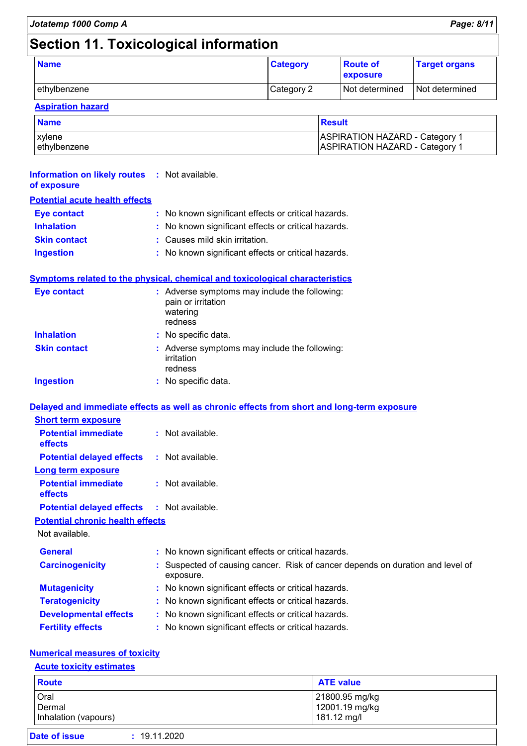# Section 11. Toxicological information

| Name | Category | Route of exposure | Target organs |
| --- | --- | --- | --- |
| ethylbenzene | Category 2 | Not determined | Not determined |

**Aspiration hazard**

| Name | Result |
| --- | --- |
| xylene | ASPIRATION HAZARD - Category 1 |
| ethylbenzene | ASPIRATION HAZARD - Category 1 |

**Information on likely routes of exposure** : Not available.

**Potential acute health effects**

**Eye contact** : No known significant effects or critical hazards.
**Inhalation** : No known significant effects or critical hazards.
**Skin contact** : Causes mild skin irritation.
**Ingestion** : No known significant effects or critical hazards.

**Symptoms related to the physical, chemical and toxicological characteristics**

**Eye contact** : Adverse symptoms may include the following:
pain or irritation
watering
redness

**Inhalation** : No specific data.

**Skin contact** : Adverse symptoms may include the following:
irritation
redness

**Ingestion** : No specific data.

**Delayed and immediate effects as well as chronic effects from short and long-term exposure**

**Short term exposure**

**Potential immediate effects** : Not available.
**Potential delayed effects** : Not available.

**Long term exposure**

**Potential immediate effects** : Not available.
**Potential delayed effects** : Not available.

**Potential chronic health effects**

Not available.

**General** : No known significant effects or critical hazards.
**Carcinogenicity** : Suspected of causing cancer. Risk of cancer depends on duration and level of exposure.
**Mutagenicity** : No known significant effects or critical hazards.
**Teratogenicity** : No known significant effects or critical hazards.
**Developmental effects** : No known significant effects or critical hazards.
**Fertility effects** : No known significant effects or critical hazards.

**Numerical measures of toxicity**

**Acute toxicity estimates**

| Route | ATE value |
| --- | --- |
| Oral | 21800.95 mg/kg |
| Dermal | 12001.19 mg/kg |
| Inhalation (vapours) | 181.12 mg/l |

**Date of issue** : 19.11.2020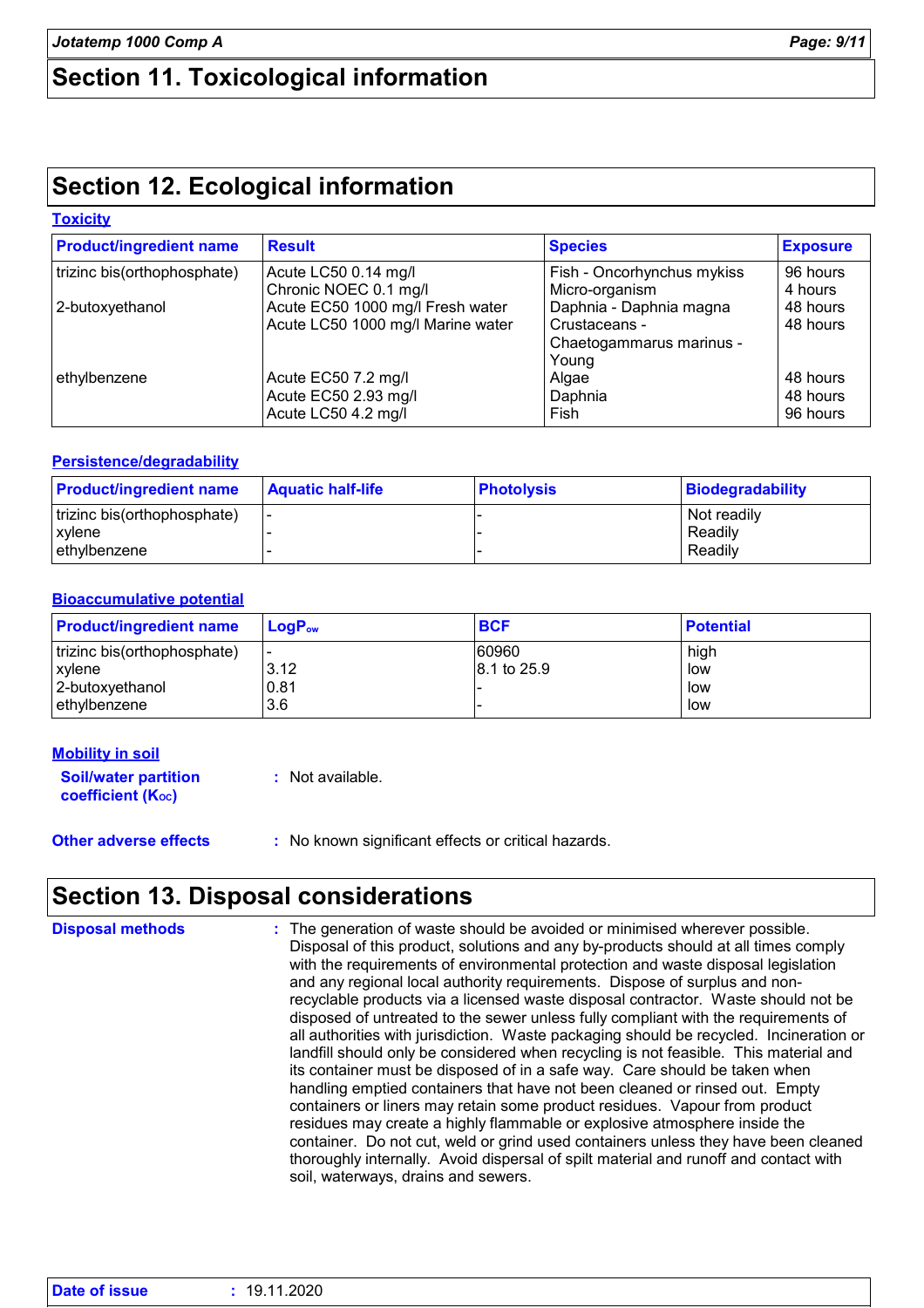# Section 11. Toxicological information

# Section 12. Ecological information

**Toxicity**

| Product/ingredient name | Result | Species | Exposure |
|---|---|---|---|
| trizinc bis(orthophosphate) | Acute LC50 0.14 mg/l | Fish - Oncorhynchus mykiss | 96 hours |
| | Chronic NOEC 0.1 mg/l | Micro-organism | 4 hours |
| 2-butoxyethanol | Acute EC50 1000 mg/l Fresh water | Daphnia - Daphnia magna | 48 hours |
| | Acute LC50 1000 mg/l Marine water | Crustaceans - Chaetogammarus marinus - Young | 48 hours |
| ethylbenzene | Acute EC50 7.2 mg/l | Algae | 48 hours |
| | Acute EC50 2.93 mg/l | Daphnia | 48 hours |
| | Acute LC50 4.2 mg/l | Fish | 96 hours |

**Persistence/degradability**

| Product/ingredient name | Aquatic half-life | Photolysis | Biodegradability |
|---|---|---|---|
| trizinc bis(orthophosphate) | - | - | Not readily |
| xylene | - | - | Readily |
| ethylbenzene | - | - | Readily |

**Bioaccumulative potential**

| Product/ingredient name | $LogP_{ow}$ | BCF | Potential |
|---|---|---|---|
| trizinc bis(orthophosphate) | - | 60960 | high |
| xylene | 3.12 | 8.1 to 25.9 | low |
| 2-butoxyethanol | 0.81 | - | low |
| ethylbenzene | 3.6 | - | low |

**Mobility in soil**

**Soil/water partition coefficient ($K_{OC}$)** : Not available.

**Other adverse effects** : No known significant effects or critical hazards.

# Section 13. Disposal considerations

**Disposal methods** : The generation of waste should be avoided or minimised wherever possible. Disposal of this product, solutions and any by-products should at all times comply with the requirements of environmental protection and waste disposal legislation and any regional local authority requirements. Dispose of surplus and non-recyclable products via a licensed waste disposal contractor. Waste should not be disposed of untreated to the sewer unless fully compliant with the requirements of all authorities with jurisdiction. Waste packaging should be recycled. Incineration or landfill should only be considered when recycling is not feasible. This material and its container must be disposed of in a safe way. Care should be taken when handling emptied containers that have not been cleaned or rinsed out. Empty containers or liners may retain some product residues. Vapour from product residues may create a highly flammable or explosive atmosphere inside the container. Do not cut, weld or grind used containers unless they have been cleaned thoroughly internally. Avoid dispersal of spilt material and runoff and contact with soil, waterways, drains and sewers.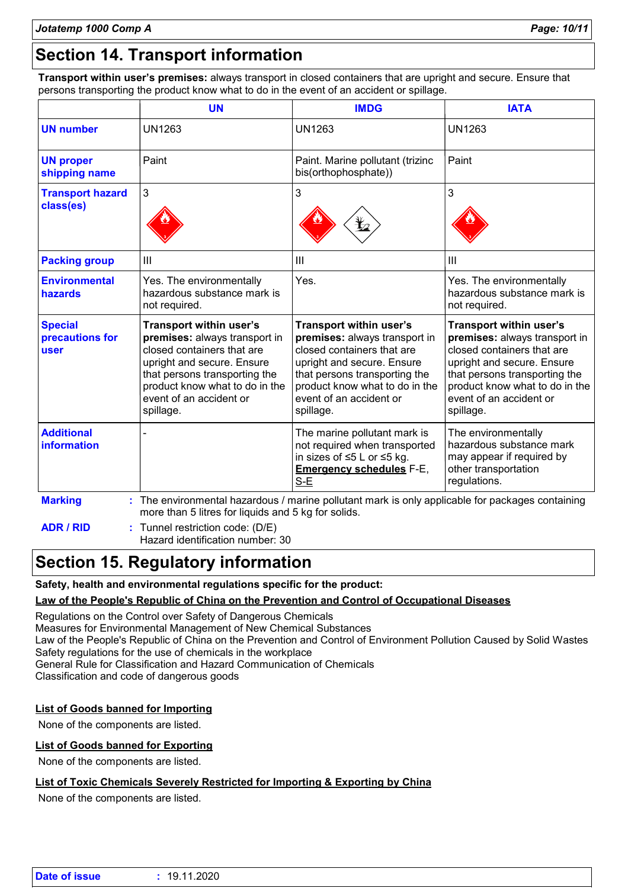## Section 14. Transport information

**Transport within user's premises:** always transport in closed containers that are upright and secure. Ensure that persons transporting the product know what to do in the event of an accident or spillage.

| | UN | IMDG | IATA |
|---|---|---|---|
| **UN number** | UN1263 | UN1263 | UN1263 |
| **UN proper shipping name** | Paint | Paint. Marine pollutant (trizinc bis(orthophosphate)) | Paint |
| **Transport hazard class(es)** | 3 | 3 | 3 |
| **Packing group** | III | III | III |
| **Environmental hazards** | Yes. The environmentally hazardous substance mark is not required. | Yes. | Yes. The environmentally hazardous substance mark is not required. |
| **Special precautions for user** | **Transport within user's premises:** always transport in closed containers that are upright and secure. Ensure that persons transporting the product know what to do in the event of an accident or spillage. | **Transport within user's premises:** always transport in closed containers that are upright and secure. Ensure that persons transporting the product know what to do in the event of an accident or spillage. | **Transport within user's premises:** always transport in closed containers that are upright and secure. Ensure that persons transporting the product know what to do in the event of an accident or spillage. |
| **Additional information** | - | The marine pollutant mark is not required when transported in sizes of ≤5 L or ≤5 kg. **Emergency schedules** F-E, S-E | The environmentally hazardous substance mark may appear if required by other transportation regulations. |

**Marking** : The environmental hazardous / marine pollutant mark is only applicable for packages containing more than 5 litres for liquids and 5 kg for solids.

**ADR / RID** : Tunnel restriction code: (D/E)
Hazard identification number: 30

## Section 15. Regulatory information

**Safety, health and environmental regulations specific for the product:**

**Law of the People's Republic of China on the Prevention and Control of Occupational Diseases**

Regulations on the Control over Safety of Dangerous Chemicals
Measures for Environmental Management of New Chemical Substances
Law of the People's Republic of China on the Prevention and Control of Environment Pollution Caused by Solid Wastes
Safety regulations for the use of chemicals in the workplace
General Rule for Classification and Hazard Communication of Chemicals
Classification and code of dangerous goods

**List of Goods banned for Importing**

None of the components are listed.

**List of Goods banned for Exporting**

None of the components are listed.

**List of Toxic Chemicals Severely Restricted for Importing & Exporting by China**

None of the components are listed.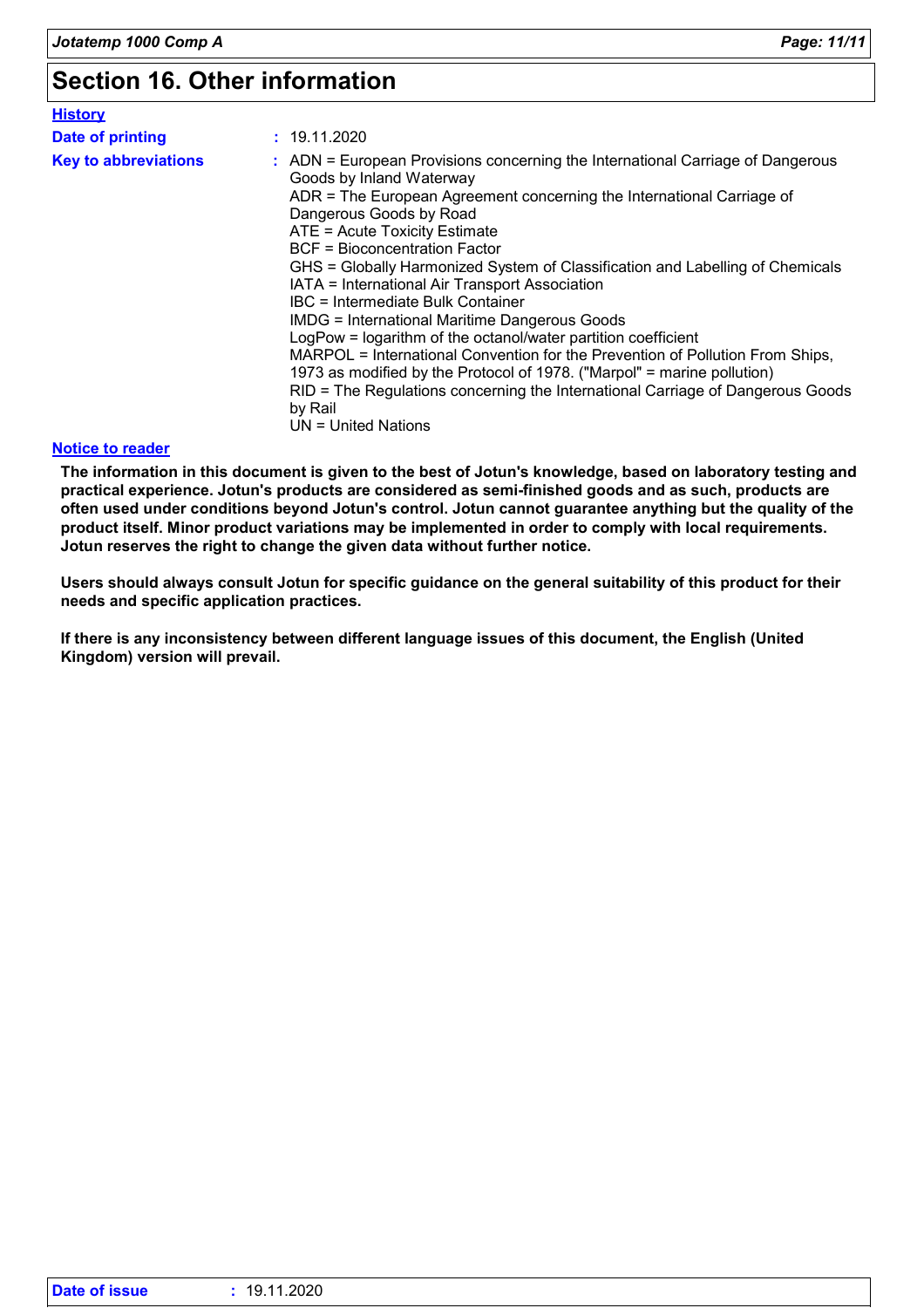# Section 16. Other information

**History**

**Date of printing** : 19.11.2020

**Key to abbreviations** : ADN = European Provisions concerning the International Carriage of Dangerous Goods by Inland Waterway
ADR = The European Agreement concerning the International Carriage of Dangerous Goods by Road
ATE = Acute Toxicity Estimate
BCF = Bioconcentration Factor
GHS = Globally Harmonized System of Classification and Labelling of Chemicals
IATA = International Air Transport Association
IBC = Intermediate Bulk Container
IMDG = International Maritime Dangerous Goods
LogPow = logarithm of the octanol/water partition coefficient
MARPOL = International Convention for the Prevention of Pollution From Ships, 1973 as modified by the Protocol of 1978. ("Marpol" = marine pollution)
RID = The Regulations concerning the International Carriage of Dangerous Goods by Rail
UN = United Nations

**Notice to reader**

**The information in this document is given to the best of Jotun's knowledge, based on laboratory testing and practical experience. Jotun's products are considered as semi-finished goods and as such, products are often used under conditions beyond Jotun's control. Jotun cannot guarantee anything but the quality of the product itself. Minor product variations may be implemented in order to comply with local requirements. Jotun reserves the right to change the given data without further notice.**

**Users should always consult Jotun for specific guidance on the general suitability of this product for their needs and specific application practices.**

**If there is any inconsistency between different language issues of this document, the English (United Kingdom) version will prevail.**

**Date of issue** : 19.11.2020